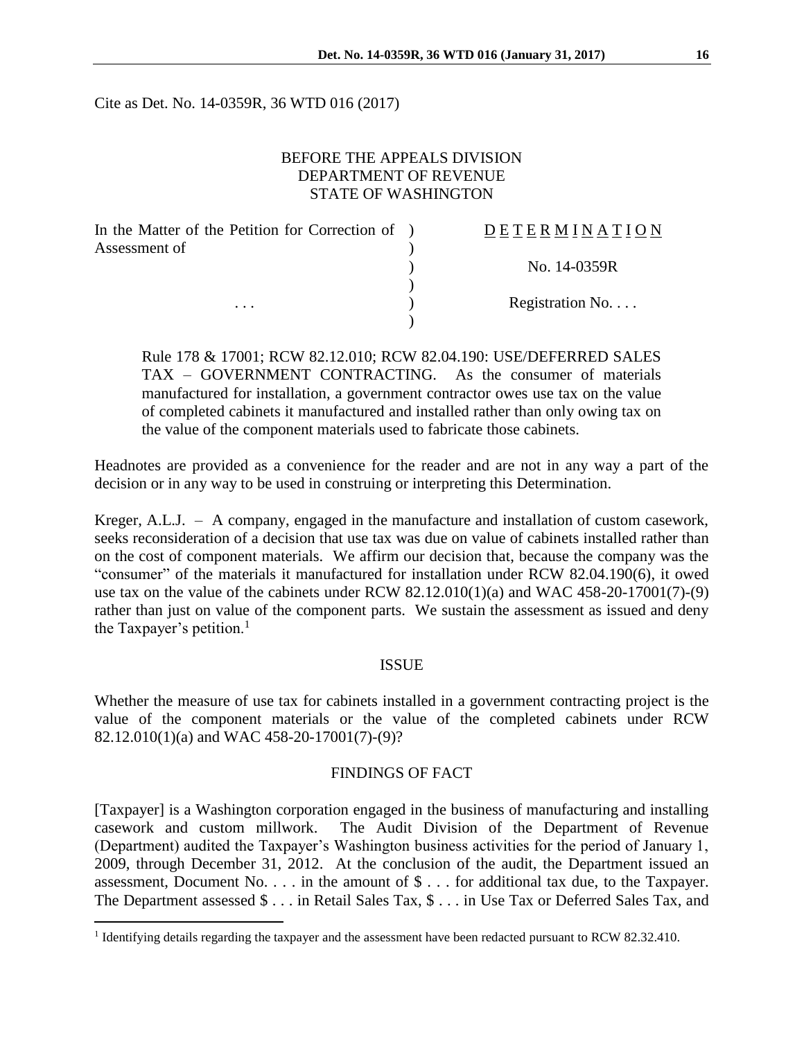Cite as Det. No. 14-0359R, 36 WTD 016 (2017)

BEFORE THE APPEALS DIVISION
DEPARTMENT OF REVENUE
STATE OF WASHINGTON

| In the Matter of the Petition for Correction of Assessment of | ) | DETERMINATION |
|---|---|---|
| | ) | No. 14-0359R |
| . . . | ) | Registration No. . . . |

Rule 178 & 17001; RCW 82.12.010; RCW 82.04.190: USE/DEFERRED SALES TAX – GOVERNMENT CONTRACTING. As the consumer of materials manufactured for installation, a government contractor owes use tax on the value of completed cabinets it manufactured and installed rather than only owing tax on the value of the component materials used to fabricate those cabinets.

Headnotes are provided as a convenience for the reader and are not in any way a part of the decision or in any way to be used in construing or interpreting this Determination.

Kreger, A.L.J. – A company, engaged in the manufacture and installation of custom casework, seeks reconsideration of a decision that use tax was due on value of cabinets installed rather than on the cost of component materials. We affirm our decision that, because the company was the "consumer" of the materials it manufactured for installation under RCW 82.04.190(6), it owed use tax on the value of the cabinets under RCW 82.12.010(1)(a) and WAC 458-20-17001(7)-(9) rather than just on value of the component parts. We sustain the assessment as issued and deny the Taxpayer's petition.[1]

## ISSUE

Whether the measure of use tax for cabinets installed in a government contracting project is the value of the component materials or the value of the completed cabinets under RCW 82.12.010(1)(a) and WAC 458-20-17001(7)-(9)?

## FINDINGS OF FACT

[Taxpayer] is a Washington corporation engaged in the business of manufacturing and installing casework and custom millwork. The Audit Division of the Department of Revenue (Department) audited the Taxpayer's Washington business activities for the period of January 1, 2009, through December 31, 2012. At the conclusion of the audit, the Department issued an assessment, Document No. . . . in the amount of $ . . . for additional tax due, to the Taxpayer. The Department assessed $ . . . in Retail Sales Tax, $ . . . in Use Tax or Deferred Sales Tax, and

[1] Identifying details regarding the taxpayer and the assessment have been redacted pursuant to RCW 82.32.410.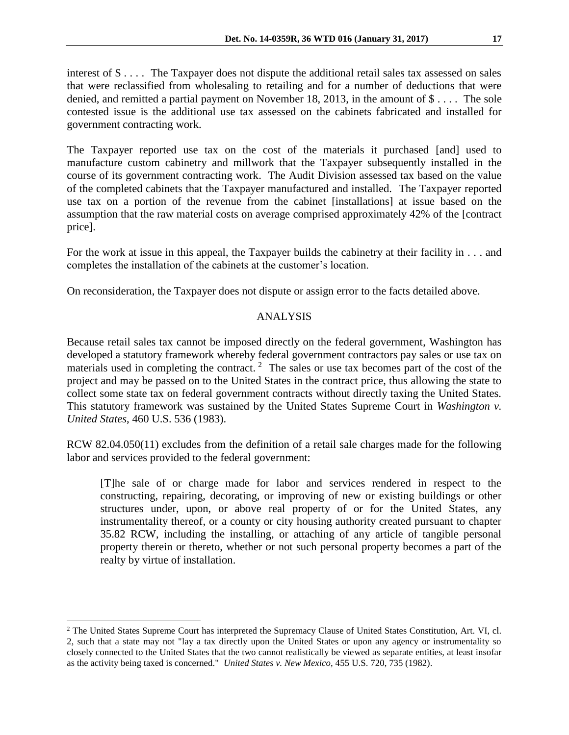interest of $ . . . . The Taxpayer does not dispute the additional retail sales tax assessed on sales that were reclassified from wholesaling to retailing and for a number of deductions that were denied, and remitted a partial payment on November 18, 2013, in the amount of $ . . . . The sole contested issue is the additional use tax assessed on the cabinets fabricated and installed for government contracting work.

The Taxpayer reported use tax on the cost of the materials it purchased [and] used to manufacture custom cabinetry and millwork that the Taxpayer subsequently installed in the course of its government contracting work. The Audit Division assessed tax based on the value of the completed cabinets that the Taxpayer manufactured and installed. The Taxpayer reported use tax on a portion of the revenue from the cabinet [installations] at issue based on the assumption that the raw material costs on average comprised approximately 42% of the [contract price].

For the work at issue in this appeal, the Taxpayer builds the cabinetry at their facility in . . . and completes the installation of the cabinets at the customer's location.

On reconsideration, the Taxpayer does not dispute or assign error to the facts detailed above.

## ANALYSIS

Because retail sales tax cannot be imposed directly on the federal government, Washington has developed a statutory framework whereby federal government contractors pay sales or use tax on materials used in completing the contract.[2] The sales or use tax becomes part of the cost of the project and may be passed on to the United States in the contract price, thus allowing the state to collect some state tax on federal government contracts without directly taxing the United States. This statutory framework was sustained by the United States Supreme Court in *Washington v. United States*, 460 U.S. 536 (1983).

RCW 82.04.050(11) excludes from the definition of a retail sale charges made for the following labor and services provided to the federal government:

> [T]he sale of or charge made for labor and services rendered in respect to the constructing, repairing, decorating, or improving of new or existing buildings or other structures under, upon, or above real property of or for the United States, any instrumentality thereof, or a county or city housing authority created pursuant to chapter 35.82 RCW, including the installing, or attaching of any article of tangible personal property therein or thereto, whether or not such personal property becomes a part of the realty by virtue of installation.

---

[2] The United States Supreme Court has interpreted the Supremacy Clause of United States Constitution, Art. VI, cl. 2, such that a state may not "lay a tax directly upon the United States or upon any agency or instrumentality so closely connected to the United States that the two cannot realistically be viewed as separate entities, at least insofar as the activity being taxed is concerned." *United States v. New Mexico*, 455 U.S. 720, 735 (1982).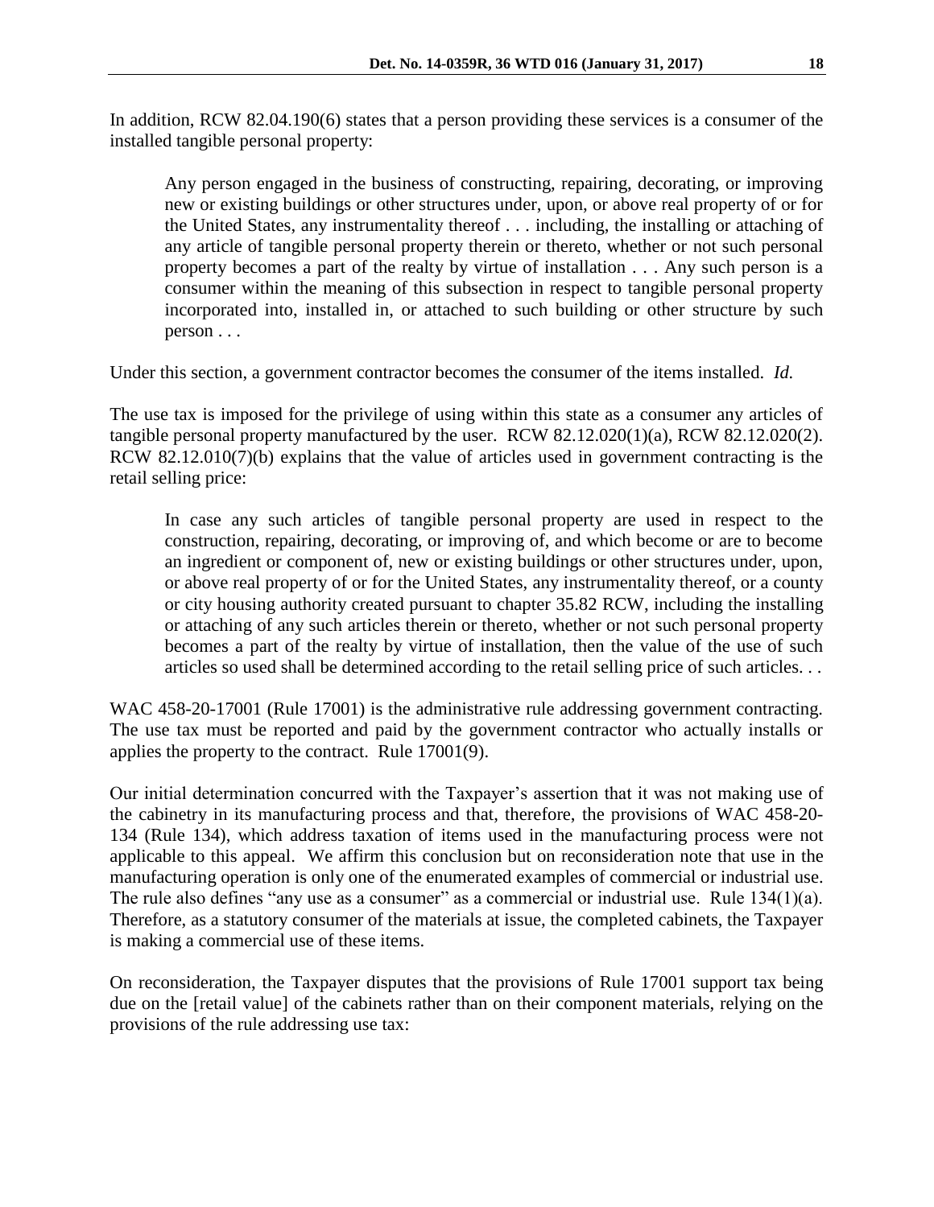In addition, RCW 82.04.190(6) states that a person providing these services is a consumer of the installed tangible personal property:

> Any person engaged in the business of constructing, repairing, decorating, or improving new or existing buildings or other structures under, upon, or above real property of or for the United States, any instrumentality thereof . . . including, the installing or attaching of any article of tangible personal property therein or thereto, whether or not such personal property becomes a part of the realty by virtue of installation . . . Any such person is a consumer within the meaning of this subsection in respect to tangible personal property incorporated into, installed in, or attached to such building or other structure by such person . . .

Under this section, a government contractor becomes the consumer of the items installed. *Id.*

The use tax is imposed for the privilege of using within this state as a consumer any articles of tangible personal property manufactured by the user. RCW 82.12.020(1)(a), RCW 82.12.020(2). RCW 82.12.010(7)(b) explains that the value of articles used in government contracting is the retail selling price:

> In case any such articles of tangible personal property are used in respect to the construction, repairing, decorating, or improving of, and which become or are to become an ingredient or component of, new or existing buildings or other structures under, upon, or above real property of or for the United States, any instrumentality thereof, or a county or city housing authority created pursuant to chapter 35.82 RCW, including the installing or attaching of any such articles therein or thereto, whether or not such personal property becomes a part of the realty by virtue of installation, then the value of the use of such articles so used shall be determined according to the retail selling price of such articles. . .

WAC 458-20-17001 (Rule 17001) is the administrative rule addressing government contracting. The use tax must be reported and paid by the government contractor who actually installs or applies the property to the contract. Rule 17001(9).

Our initial determination concurred with the Taxpayer's assertion that it was not making use of the cabinetry in its manufacturing process and that, therefore, the provisions of WAC 458-20-134 (Rule 134), which address taxation of items used in the manufacturing process were not applicable to this appeal. We affirm this conclusion but on reconsideration note that use in the manufacturing operation is only one of the enumerated examples of commercial or industrial use. The rule also defines "any use as a consumer" as a commercial or industrial use. Rule 134(1)(a). Therefore, as a statutory consumer of the materials at issue, the completed cabinets, the Taxpayer is making a commercial use of these items.

On reconsideration, the Taxpayer disputes that the provisions of Rule 17001 support tax being due on the [retail value] of the cabinets rather than on their component materials, relying on the provisions of the rule addressing use tax: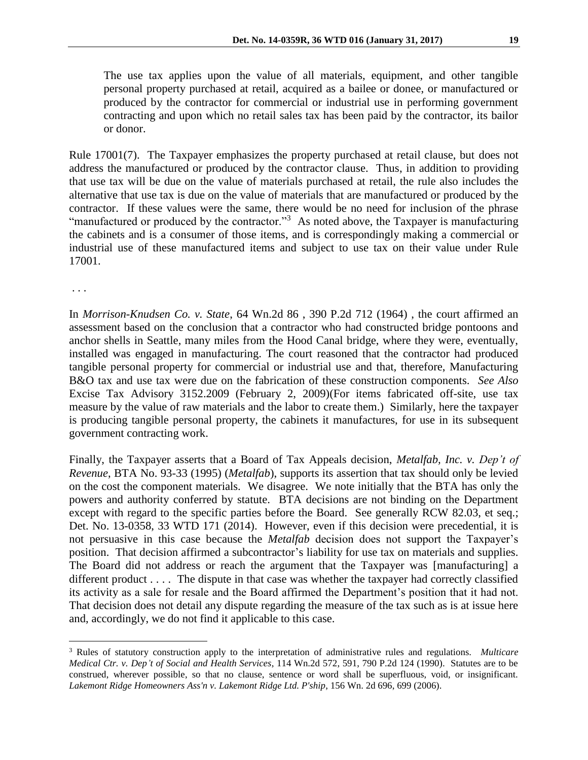> The use tax applies upon the value of all materials, equipment, and other tangible personal property purchased at retail, acquired as a bailee or donee, or manufactured or produced by the contractor for commercial or industrial use in performing government contracting and upon which no retail sales tax has been paid by the contractor, its bailor or donor.

Rule 17001(7). The Taxpayer emphasizes the property purchased at retail clause, but does not address the manufactured or produced by the contractor clause. Thus, in addition to providing that use tax will be due on the value of materials purchased at retail, the rule also includes the alternative that use tax is due on the value of materials that are manufactured or produced by the contractor. If these values were the same, there would be no need for inclusion of the phrase "manufactured or produced by the contractor."[3] As noted above, the Taxpayer is manufacturing the cabinets and is a consumer of those items, and is correspondingly making a commercial or industrial use of these manufactured items and subject to use tax on their value under Rule 17001.

. . .

In *Morrison-Knudsen Co. v. State*, 64 Wn.2d 86 , 390 P.2d 712 (1964) , the court affirmed an assessment based on the conclusion that a contractor who had constructed bridge pontoons and anchor shells in Seattle, many miles from the Hood Canal bridge, where they were, eventually, installed was engaged in manufacturing. The court reasoned that the contractor had produced tangible personal property for commercial or industrial use and that, therefore, Manufacturing B&O tax and use tax were due on the fabrication of these construction components. *See Also* Excise Tax Advisory 3152.2009 (February 2, 2009)(For items fabricated off-site, use tax measure by the value of raw materials and the labor to create them.) Similarly, here the taxpayer is producing tangible personal property, the cabinets it manufactures, for use in its subsequent government contracting work.

Finally, the Taxpayer asserts that a Board of Tax Appeals decision, *Metalfab, Inc. v. Dep't of Revenue*, BTA No. 93-33 (1995) (*Metalfab*), supports its assertion that tax should only be levied on the cost the component materials. We disagree. We note initially that the BTA has only the powers and authority conferred by statute. BTA decisions are not binding on the Department except with regard to the specific parties before the Board. See generally RCW 82.03, et seq.; Det. No. 13-0358, 33 WTD 171 (2014). However, even if this decision were precedential, it is not persuasive in this case because the *Metalfab* decision does not support the Taxpayer's position. That decision affirmed a subcontractor's liability for use tax on materials and supplies. The Board did not address or reach the argument that the Taxpayer was [manufacturing] a different product . . . . The dispute in that case was whether the taxpayer had correctly classified its activity as a sale for resale and the Board affirmed the Department's position that it had not. That decision does not detail any dispute regarding the measure of the tax such as is at issue here and, accordingly, we do not find it applicable to this case.

---

[3] Rules of statutory construction apply to the interpretation of administrative rules and regulations. *Multicare Medical Ctr. v. Dep't of Social and Health Services*, 114 Wn.2d 572, 591, 790 P.2d 124 (1990). Statutes are to be construed, wherever possible, so that no clause, sentence or word shall be superfluous, void, or insignificant. *Lakemont Ridge Homeowners Ass'n v. Lakemont Ridge Ltd. P'ship*, 156 Wn. 2d 696, 699 (2006).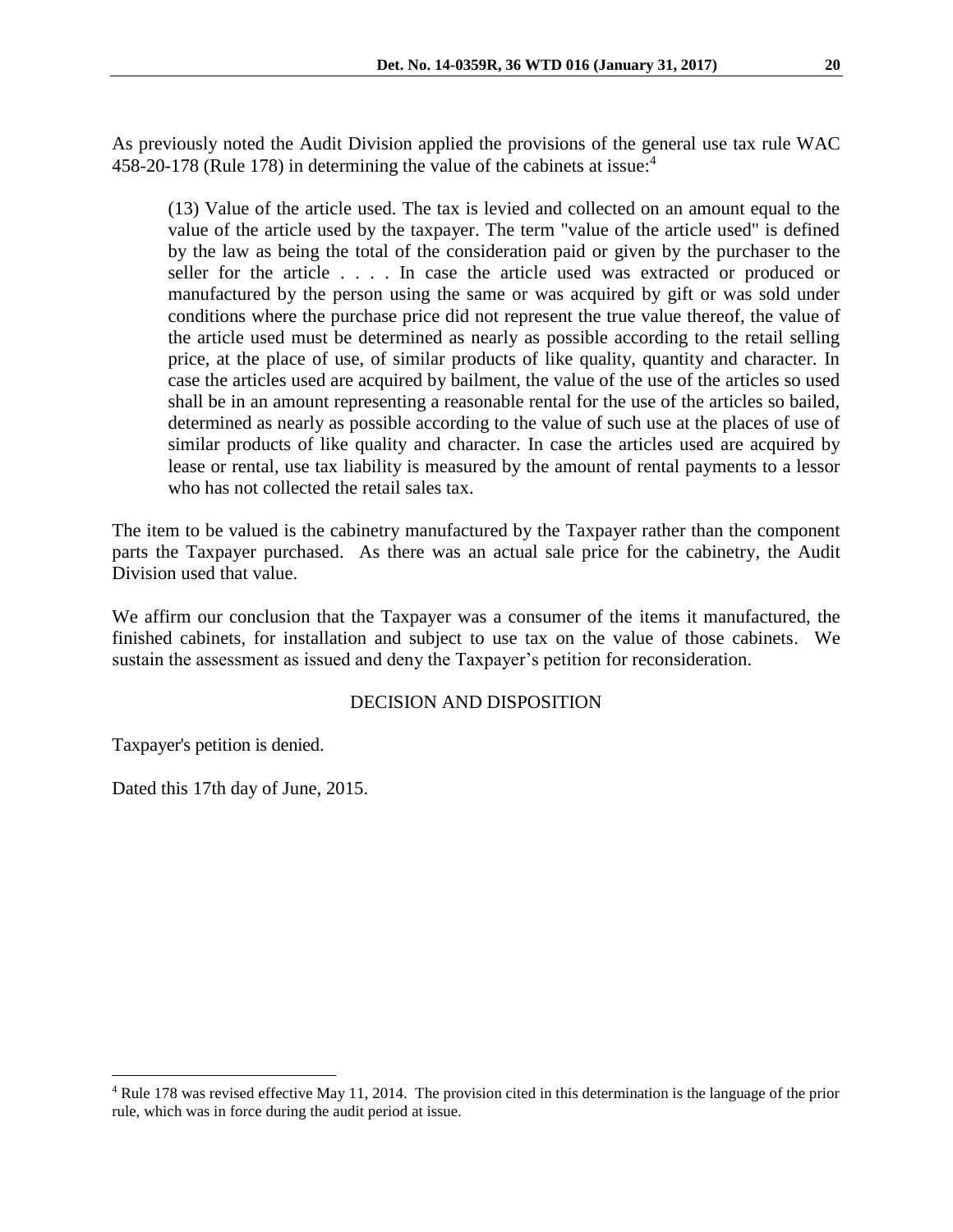As previously noted the Audit Division applied the provisions of the general use tax rule WAC 458-20-178 (Rule 178) in determining the value of the cabinets at issue:[4]

> (13) Value of the article used. The tax is levied and collected on an amount equal to the value of the article used by the taxpayer. The term "value of the article used" is defined by the law as being the total of the consideration paid or given by the purchaser to the seller for the article . . . . In case the article used was extracted or produced or manufactured by the person using the same or was acquired by gift or was sold under conditions where the purchase price did not represent the true value thereof, the value of the article used must be determined as nearly as possible according to the retail selling price, at the place of use, of similar products of like quality, quantity and character. In case the articles used are acquired by bailment, the value of the use of the articles so used shall be in an amount representing a reasonable rental for the use of the articles so bailed, determined as nearly as possible according to the value of such use at the places of use of similar products of like quality and character. In case the articles used are acquired by lease or rental, use tax liability is measured by the amount of rental payments to a lessor who has not collected the retail sales tax.

The item to be valued is the cabinetry manufactured by the Taxpayer rather than the component parts the Taxpayer purchased. As there was an actual sale price for the cabinetry, the Audit Division used that value.

We affirm our conclusion that the Taxpayer was a consumer of the items it manufactured, the finished cabinets, for installation and subject to use tax on the value of those cabinets. We sustain the assessment as issued and deny the Taxpayer's petition for reconsideration.

## DECISION AND DISPOSITION

Taxpayer's petition is denied.

Dated this 17th day of June, 2015.

[4] Rule 178 was revised effective May 11, 2014. The provision cited in this determination is the language of the prior rule, which was in force during the audit period at issue.